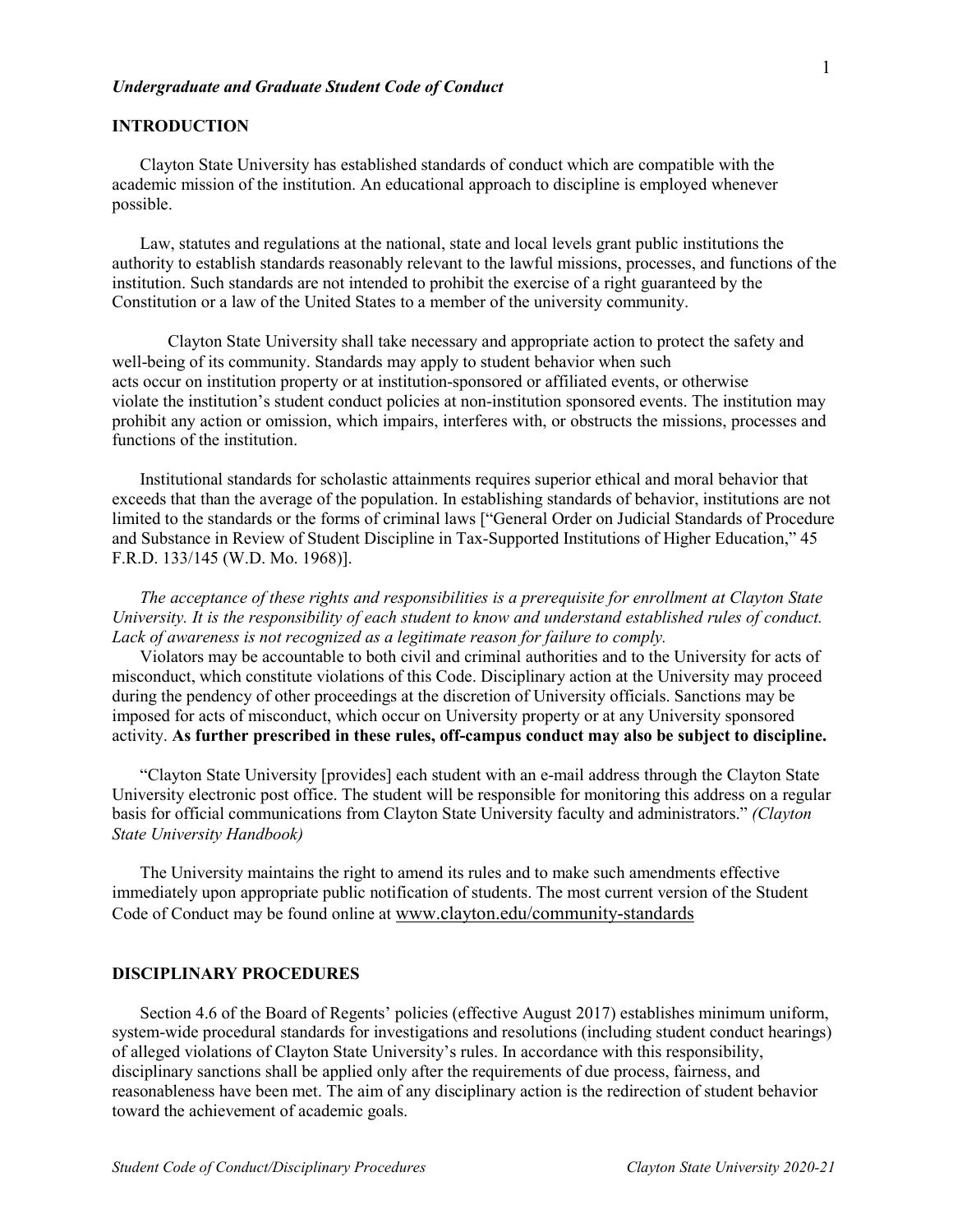*Undergraduate and Graduate Student Code of Conduct*

## INTRODUCTION

Clayton State University has established standards of conduct which are compatible with the academic mission of the institution. An educational approach to discipline is employed whenever possible.

Law, statutes and regulations at the national, state and local levels grant public institutions the authority to establish standards reasonably relevant to the lawful missions, processes, and functions of the institution. Such standards are not intended to prohibit the exercise of a right guaranteed by the Constitution or a law of the United States to a member of the university community.

Clayton State University shall take necessary and appropriate action to protect the safety and well-being of its community. Standards may apply to student behavior when such acts occur on institution property or at institution-sponsored or affiliated events, or otherwise violate the institution's student conduct policies at non-institution sponsored events. The institution may prohibit any action or omission, which impairs, interferes with, or obstructs the missions, processes and functions of the institution.

Institutional standards for scholastic attainments requires superior ethical and moral behavior that exceeds that than the average of the population. In establishing standards of behavior, institutions are not limited to the standards or the forms of criminal laws ["General Order on Judicial Standards of Procedure and Substance in Review of Student Discipline in Tax-Supported Institutions of Higher Education," 45 F.R.D. 133/145 (W.D. Mo. 1968)].

*The acceptance of these rights and responsibilities is a prerequisite for enrollment at Clayton State University. It is the responsibility of each student to know and understand established rules of conduct. Lack of awareness is not recognized as a legitimate reason for failure to comply.*

Violators may be accountable to both civil and criminal authorities and to the University for acts of misconduct, which constitute violations of this Code. Disciplinary action at the University may proceed during the pendency of other proceedings at the discretion of University officials. Sanctions may be imposed for acts of misconduct, which occur on University property or at any University sponsored activity. **As further prescribed in these rules, off-campus conduct may also be subject to discipline.**

"Clayton State University [provides] each student with an e-mail address through the Clayton State University electronic post office. The student will be responsible for monitoring this address on a regular basis for official communications from Clayton State University faculty and administrators." *(Clayton State University Handbook)*

The University maintains the right to amend its rules and to make such amendments effective immediately upon appropriate public notification of students. The most current version of the Student Code of Conduct may be found online at www.clayton.edu/community-standards

## DISCIPLINARY PROCEDURES

Section 4.6 of the Board of Regents' policies (effective August 2017) establishes minimum uniform, system-wide procedural standards for investigations and resolutions (including student conduct hearings) of alleged violations of Clayton State University's rules. In accordance with this responsibility, disciplinary sanctions shall be applied only after the requirements of due process, fairness, and reasonableness have been met. The aim of any disciplinary action is the redirection of student behavior toward the achievement of academic goals.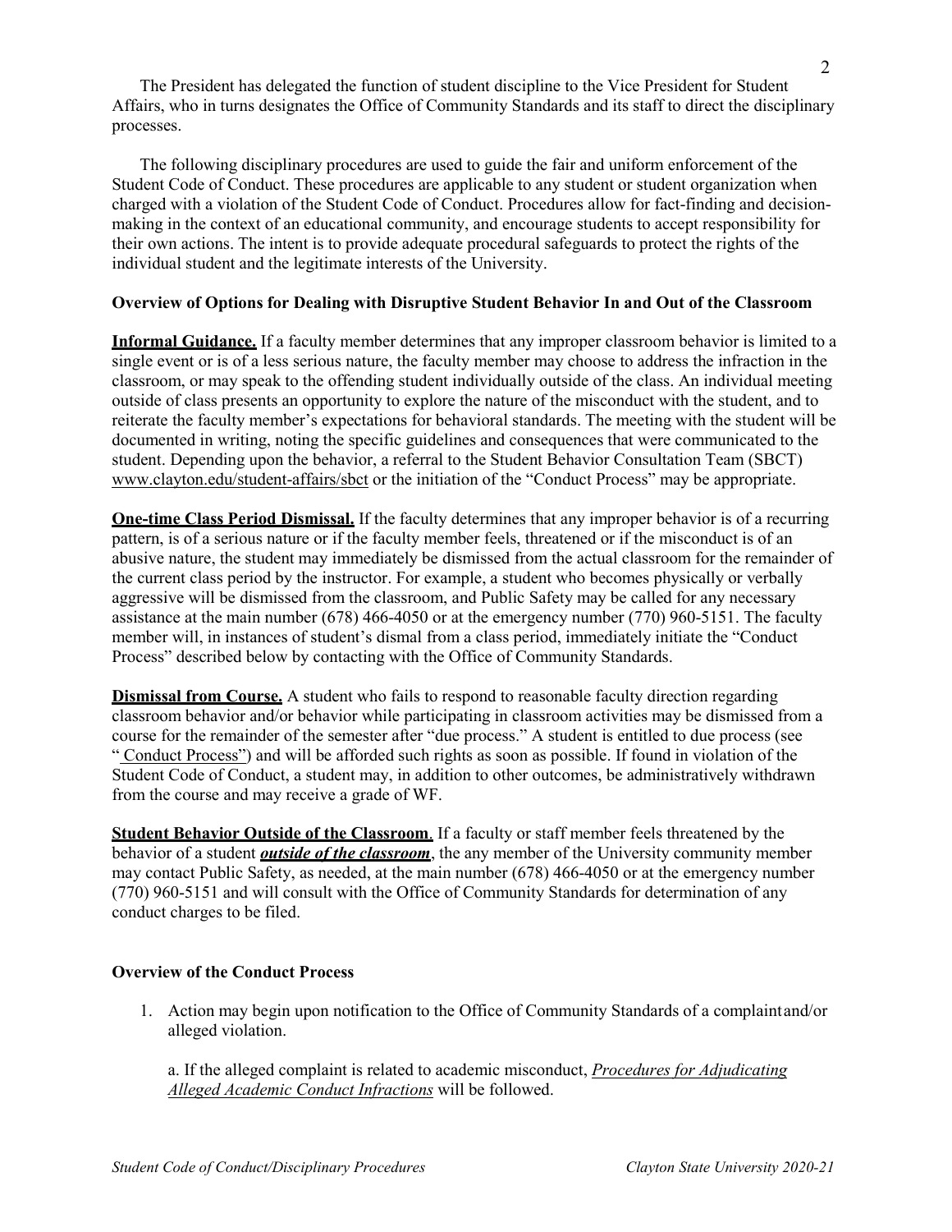The President has delegated the function of student discipline to the Vice President for Student Affairs, who in turns designates the Office of Community Standards and its staff to direct the disciplinary processes.

The following disciplinary procedures are used to guide the fair and uniform enforcement of the Student Code of Conduct. These procedures are applicable to any student or student organization when charged with a violation of the Student Code of Conduct. Procedures allow for fact-finding and decision-making in the context of an educational community, and encourage students to accept responsibility for their own actions. The intent is to provide adequate procedural safeguards to protect the rights of the individual student and the legitimate interests of the University.

**Overview of Options for Dealing with Disruptive Student Behavior In and Out of the Classroom**

**Informal Guidance.** If a faculty member determines that any improper classroom behavior is limited to a single event or is of a less serious nature, the faculty member may choose to address the infraction in the classroom, or may speak to the offending student individually outside of the class. An individual meeting outside of class presents an opportunity to explore the nature of the misconduct with the student, and to reiterate the faculty member's expectations for behavioral standards. The meeting with the student will be documented in writing, noting the specific guidelines and consequences that were communicated to the student. Depending upon the behavior, a referral to the Student Behavior Consultation Team (SBCT) www.clayton.edu/student-affairs/sbct or the initiation of the "Conduct Process" may be appropriate.

**One-time Class Period Dismissal.** If the faculty determines that any improper behavior is of a recurring pattern, is of a serious nature or if the faculty member feels, threatened or if the misconduct is of an abusive nature, the student may immediately be dismissed from the actual classroom for the remainder of the current class period by the instructor. For example, a student who becomes physically or verbally aggressive will be dismissed from the classroom, and Public Safety may be called for any necessary assistance at the main number (678) 466-4050 or at the emergency number (770) 960-5151. The faculty member will, in instances of student's dismal from a class period, immediately initiate the "Conduct Process" described below by contacting with the Office of Community Standards.

**Dismissal from Course.** A student who fails to respond to reasonable faculty direction regarding classroom behavior and/or behavior while participating in classroom activities may be dismissed from a course for the remainder of the semester after "due process." A student is entitled to due process (see " Conduct Process") and will be afforded such rights as soon as possible. If found in violation of the Student Code of Conduct, a student may, in addition to other outcomes, be administratively withdrawn from the course and may receive a grade of WF.

**Student Behavior Outside of the Classroom**. If a faculty or staff member feels threatened by the behavior of a student ***outside of the classroom***, the any member of the University community member may contact Public Safety, as needed, at the main number (678) 466-4050 or at the emergency number (770) 960-5151 and will consult with the Office of Community Standards for determination of any conduct charges to be filed.

**Overview of the Conduct Process**

1. Action may begin upon notification to the Office of Community Standards of a complaintand/or alleged violation.

   a. If the alleged complaint is related to academic misconduct, *Procedures for Adjudicating Alleged Academic Conduct Infractions* will be followed.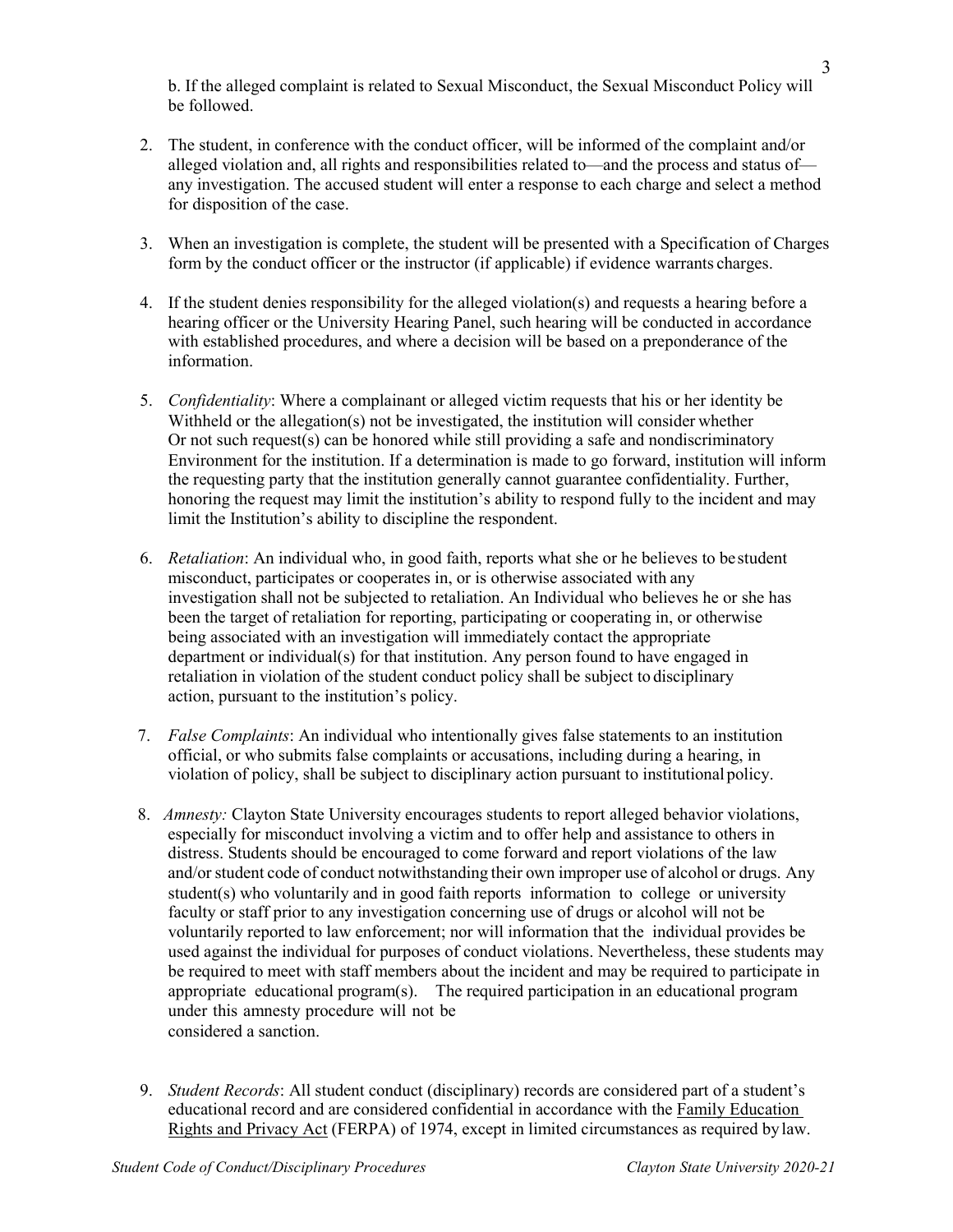b. If the alleged complaint is related to Sexual Misconduct, the Sexual Misconduct Policy will be followed.

2. The student, in conference with the conduct officer, will be informed of the complaint and/or alleged violation and, all rights and responsibilities related to—and the process and status of—any investigation. The accused student will enter a response to each charge and select a method for disposition of the case.

3. When an investigation is complete, the student will be presented with a Specification of Charges form by the conduct officer or the instructor (if applicable) if evidence warrants charges.

4. If the student denies responsibility for the alleged violation(s) and requests a hearing before a hearing officer or the University Hearing Panel, such hearing will be conducted in accordance with established procedures, and where a decision will be based on a preponderance of the information.

5. *Confidentiality*: Where a complainant or alleged victim requests that his or her identity be Withheld or the allegation(s) not be investigated, the institution will consider whether Or not such request(s) can be honored while still providing a safe and nondiscriminatory Environment for the institution. If a determination is made to go forward, institution will inform the requesting party that the institution generally cannot guarantee confidentiality. Further, honoring the request may limit the institution's ability to respond fully to the incident and may limit the Institution's ability to discipline the respondent.

6. *Retaliation*: An individual who, in good faith, reports what she or he believes to be student misconduct, participates or cooperates in, or is otherwise associated with any investigation shall not be subjected to retaliation. An Individual who believes he or she has been the target of retaliation for reporting, participating or cooperating in, or otherwise being associated with an investigation will immediately contact the appropriate department or individual(s) for that institution. Any person found to have engaged in retaliation in violation of the student conduct policy shall be subject to disciplinary action, pursuant to the institution's policy.

7. *False Complaints*: An individual who intentionally gives false statements to an institution official, or who submits false complaints or accusations, including during a hearing, in violation of policy, shall be subject to disciplinary action pursuant to institutional policy.

8. *Amnesty:* Clayton State University encourages students to report alleged behavior violations, especially for misconduct involving a victim and to offer help and assistance to others in distress. Students should be encouraged to come forward and report violations of the law and/or student code of conduct notwithstanding their own improper use of alcohol or drugs. Any student(s) who voluntarily and in good faith reports information to college or university faculty or staff prior to any investigation concerning use of drugs or alcohol will not be voluntarily reported to law enforcement; nor will information that the individual provides be used against the individual for purposes of conduct violations. Nevertheless, these students may be required to meet with staff members about the incident and may be required to participate in appropriate educational program(s). The required participation in an educational program under this amnesty procedure will not be considered a sanction.

9. *Student Records*: All student conduct (disciplinary) records are considered part of a student's educational record and are considered confidential in accordance with the Family Education Rights and Privacy Act (FERPA) of 1974, except in limited circumstances as required by law.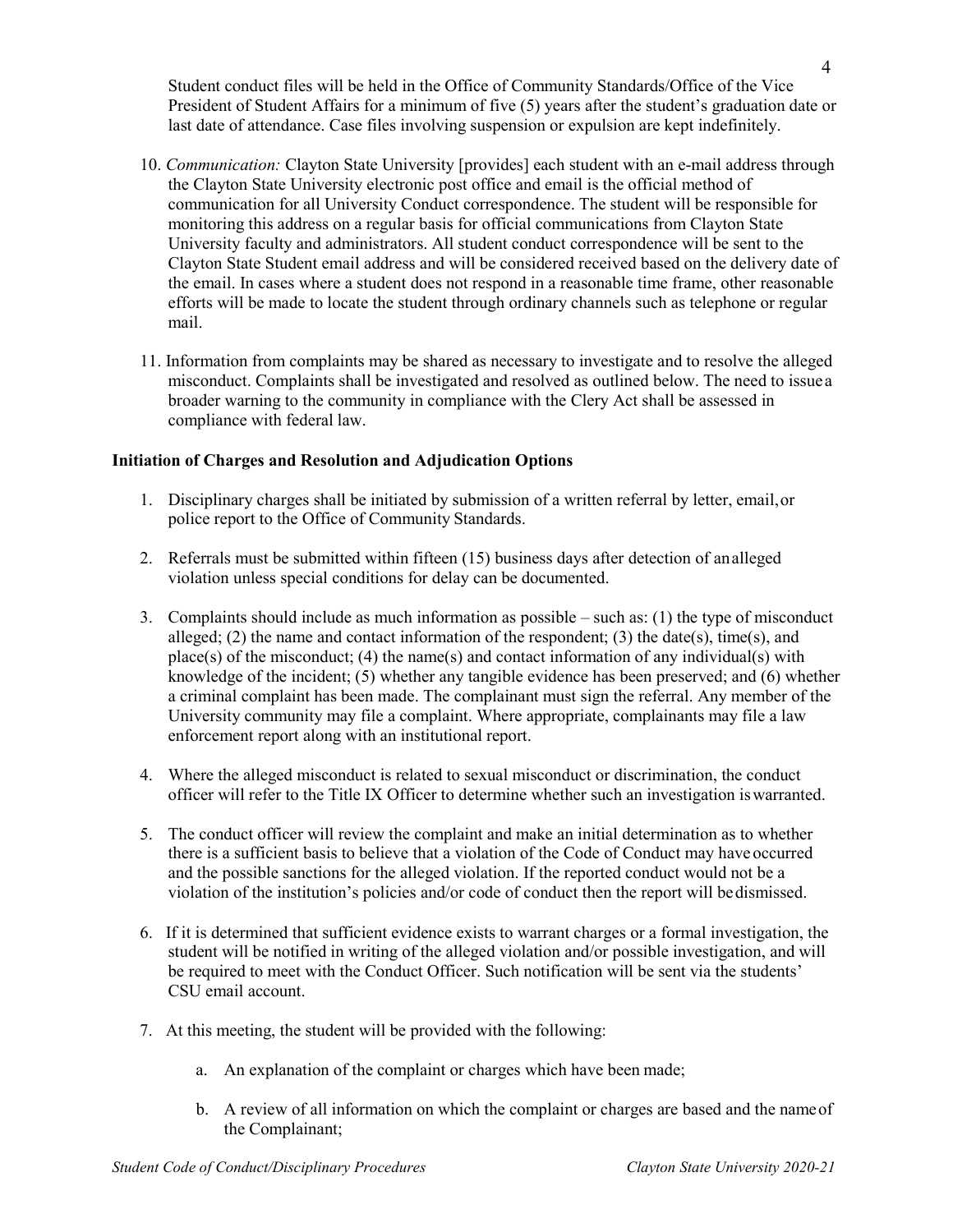Student conduct files will be held in the Office of Community Standards/Office of the Vice President of Student Affairs for a minimum of five (5) years after the student's graduation date or last date of attendance. Case files involving suspension or expulsion are kept indefinitely.

10. *Communication:* Clayton State University [provides] each student with an e-mail address through the Clayton State University electronic post office and email is the official method of communication for all University Conduct correspondence. The student will be responsible for monitoring this address on a regular basis for official communications from Clayton State University faculty and administrators. All student conduct correspondence will be sent to the Clayton State Student email address and will be considered received based on the delivery date of the email. In cases where a student does not respond in a reasonable time frame, other reasonable efforts will be made to locate the student through ordinary channels such as telephone or regular mail.

11. Information from complaints may be shared as necessary to investigate and to resolve the alleged misconduct. Complaints shall be investigated and resolved as outlined below. The need to issue a broader warning to the community in compliance with the Clery Act shall be assessed in compliance with federal law.

**Initiation of Charges and Resolution and Adjudication Options**

1. Disciplinary charges shall be initiated by submission of a written referral by letter, email, or police report to the Office of Community Standards.

2. Referrals must be submitted within fifteen (15) business days after detection of an alleged violation unless special conditions for delay can be documented.

3. Complaints should include as much information as possible – such as: (1) the type of misconduct alleged; (2) the name and contact information of the respondent; (3) the date(s), time(s), and place(s) of the misconduct; (4) the name(s) and contact information of any individual(s) with knowledge of the incident; (5) whether any tangible evidence has been preserved; and (6) whether a criminal complaint has been made. The complainant must sign the referral. Any member of the University community may file a complaint. Where appropriate, complainants may file a law enforcement report along with an institutional report.

4. Where the alleged misconduct is related to sexual misconduct or discrimination, the conduct officer will refer to the Title IX Officer to determine whether such an investigation is warranted.

5. The conduct officer will review the complaint and make an initial determination as to whether there is a sufficient basis to believe that a violation of the Code of Conduct may have occurred and the possible sanctions for the alleged violation. If the reported conduct would not be a violation of the institution's policies and/or code of conduct then the report will be dismissed.

6. If it is determined that sufficient evidence exists to warrant charges or a formal investigation, the student will be notified in writing of the alleged violation and/or possible investigation, and will be required to meet with the Conduct Officer. Such notification will be sent via the students' CSU email account.

7. At this meeting, the student will be provided with the following:

    a. An explanation of the complaint or charges which have been made;

    b. A review of all information on which the complaint or charges are based and the name of the Complainant;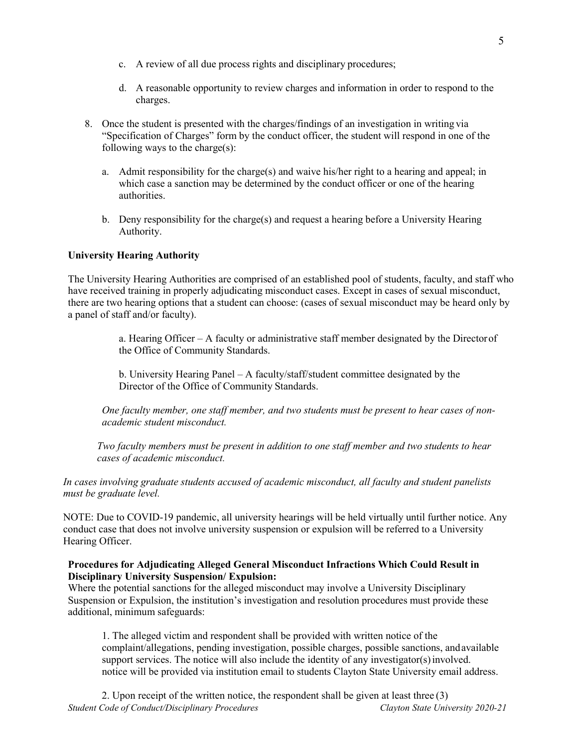c. A review of all due process rights and disciplinary procedures;

d. A reasonable opportunity to review charges and information in order to respond to the charges.

8. Once the student is presented with the charges/findings of an investigation in writing via "Specification of Charges" form by the conduct officer, the student will respond in one of the following ways to the charge(s):

   a. Admit responsibility for the charge(s) and waive his/her right to a hearing and appeal; in which case a sanction may be determined by the conduct officer or one of the hearing authorities.

   b. Deny responsibility for the charge(s) and request a hearing before a University Hearing Authority.

**University Hearing Authority**

The University Hearing Authorities are comprised of an established pool of students, faculty, and staff who have received training in properly adjudicating misconduct cases. Except in cases of sexual misconduct, there are two hearing options that a student can choose: (cases of sexual misconduct may be heard only by a panel of staff and/or faculty).

a. Hearing Officer – A faculty or administrative staff member designated by the Director of the Office of Community Standards.

b. University Hearing Panel – A faculty/staff/student committee designated by the Director of the Office of Community Standards.

*One faculty member, one staff member, and two students must be present to hear cases of non-academic student misconduct.*

*Two faculty members must be present in addition to one staff member and two students to hear cases of academic misconduct.*

*In cases involving graduate students accused of academic misconduct, all faculty and student panelists must be graduate level.*

NOTE: Due to COVID-19 pandemic, all university hearings will be held virtually until further notice. Any conduct case that does not involve university suspension or expulsion will be referred to a University Hearing Officer.

**Procedures for Adjudicating Alleged General Misconduct Infractions Which Could Result in Disciplinary University Suspension/ Expulsion:**

Where the potential sanctions for the alleged misconduct may involve a University Disciplinary Suspension or Expulsion, the institution's investigation and resolution procedures must provide these additional, minimum safeguards:

1. The alleged victim and respondent shall be provided with written notice of the complaint/allegations, pending investigation, possible charges, possible sanctions, and available support services. The notice will also include the identity of any investigator(s) involved. notice will be provided via institution email to students Clayton State University email address.

2. Upon receipt of the written notice, the respondent shall be given at least three (3)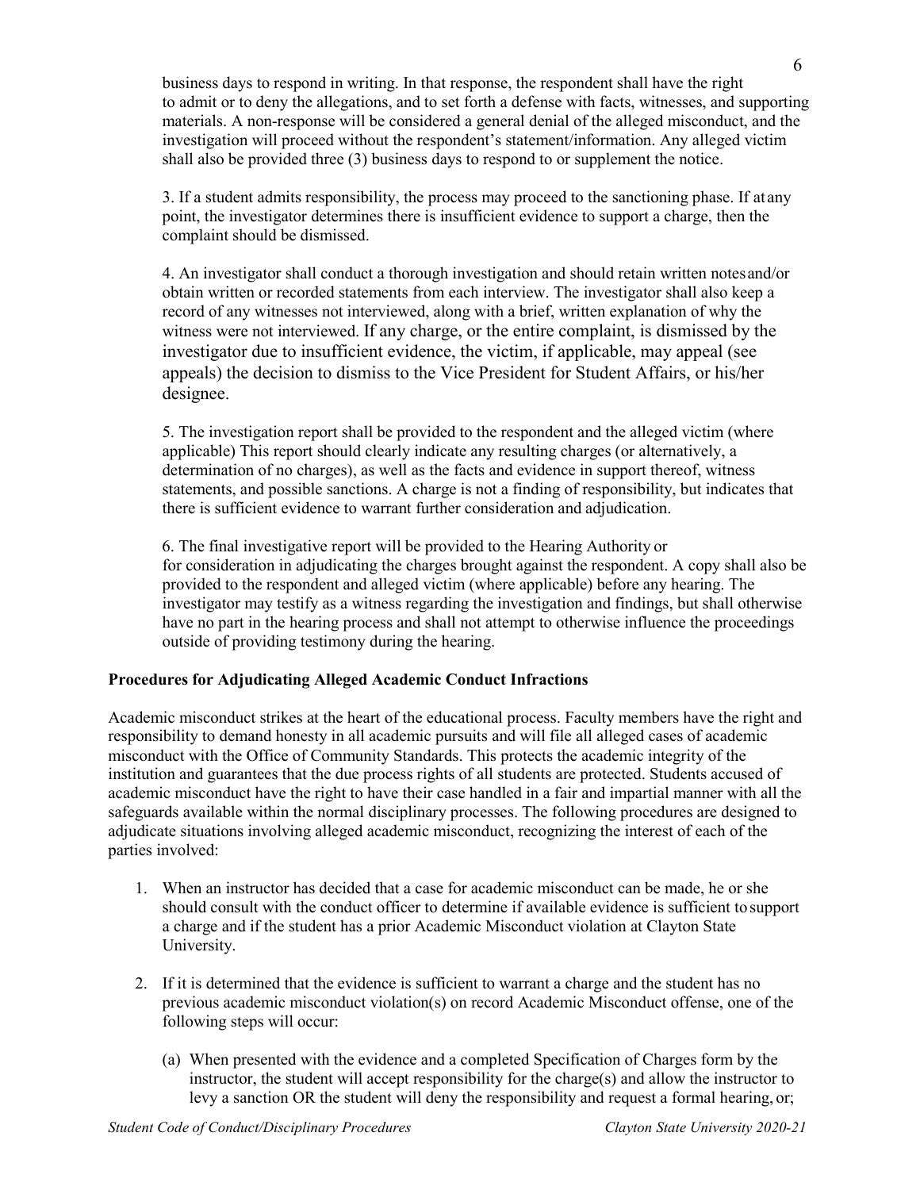business days to respond in writing. In that response, the respondent shall have the right to admit or to deny the allegations, and to set forth a defense with facts, witnesses, and supporting materials. A non-response will be considered a general denial of the alleged misconduct, and the investigation will proceed without the respondent's statement/information. Any alleged victim shall also be provided three (3) business days to respond to or supplement the notice.

3. If a student admits responsibility, the process may proceed to the sanctioning phase. If at any point, the investigator determines there is insufficient evidence to support a charge, then the complaint should be dismissed.

4. An investigator shall conduct a thorough investigation and should retain written notes and/or obtain written or recorded statements from each interview. The investigator shall also keep a record of any witnesses not interviewed, along with a brief, written explanation of why the witness were not interviewed. If any charge, or the entire complaint, is dismissed by the investigator due to insufficient evidence, the victim, if applicable, may appeal (see appeals) the decision to dismiss to the Vice President for Student Affairs, or his/her designee.

5. The investigation report shall be provided to the respondent and the alleged victim (where applicable) This report should clearly indicate any resulting charges (or alternatively, a determination of no charges), as well as the facts and evidence in support thereof, witness statements, and possible sanctions. A charge is not a finding of responsibility, but indicates that there is sufficient evidence to warrant further consideration and adjudication.

6. The final investigative report will be provided to the Hearing Authority or for consideration in adjudicating the charges brought against the respondent. A copy shall also be provided to the respondent and alleged victim (where applicable) before any hearing. The investigator may testify as a witness regarding the investigation and findings, but shall otherwise have no part in the hearing process and shall not attempt to otherwise influence the proceedings outside of providing testimony during the hearing.

**Procedures for Adjudicating Alleged Academic Conduct Infractions**

Academic misconduct strikes at the heart of the educational process. Faculty members have the right and responsibility to demand honesty in all academic pursuits and will file all alleged cases of academic misconduct with the Office of Community Standards. This protects the academic integrity of the institution and guarantees that the due process rights of all students are protected. Students accused of academic misconduct have the right to have their case handled in a fair and impartial manner with all the safeguards available within the normal disciplinary processes. The following procedures are designed to adjudicate situations involving alleged academic misconduct, recognizing the interest of each of the parties involved:

1. When an instructor has decided that a case for academic misconduct can be made, he or she should consult with the conduct officer to determine if available evidence is sufficient to support a charge and if the student has a prior Academic Misconduct violation at Clayton State University.

2. If it is determined that the evidence is sufficient to warrant a charge and the student has no previous academic misconduct violation(s) on record Academic Misconduct offense, one of the following steps will occur:

   (a) When presented with the evidence and a completed Specification of Charges form by the instructor, the student will accept responsibility for the charge(s) and allow the instructor to levy a sanction OR the student will deny the responsibility and request a formal hearing, or;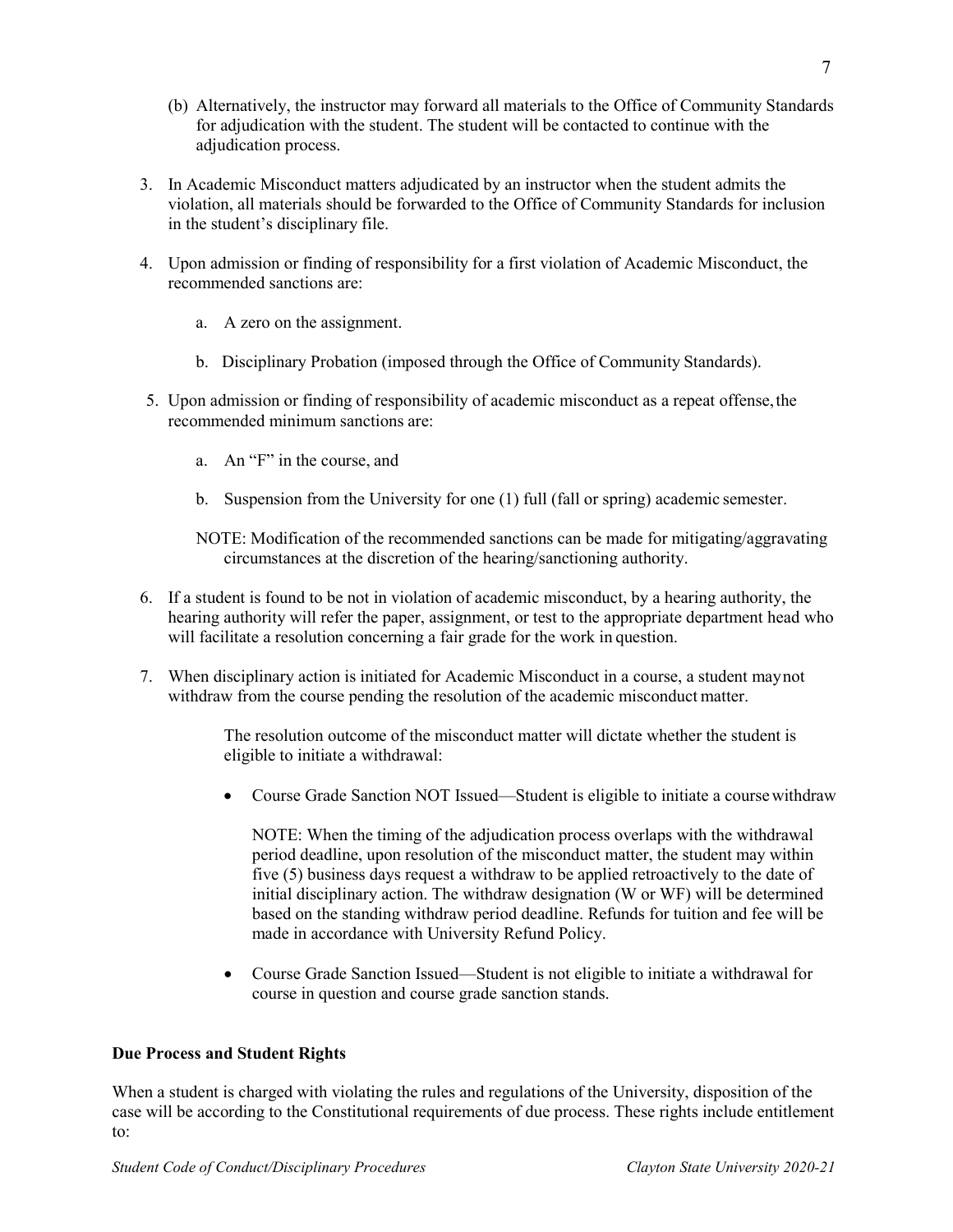(b) Alternatively, the instructor may forward all materials to the Office of Community Standards for adjudication with the student. The student will be contacted to continue with the adjudication process.

3. In Academic Misconduct matters adjudicated by an instructor when the student admits the violation, all materials should be forwarded to the Office of Community Standards for inclusion in the student's disciplinary file.

4. Upon admission or finding of responsibility for a first violation of Academic Misconduct, the recommended sanctions are:

   a. A zero on the assignment.

   b. Disciplinary Probation (imposed through the Office of Community Standards).

5. Upon admission or finding of responsibility of academic misconduct as a repeat offense, the recommended minimum sanctions are:

   a. An "F" in the course, and

   b. Suspension from the University for one (1) full (fall or spring) academic semester.

   NOTE: Modification of the recommended sanctions can be made for mitigating/aggravating circumstances at the discretion of the hearing/sanctioning authority.

6. If a student is found to be not in violation of academic misconduct, by a hearing authority, the hearing authority will refer the paper, assignment, or test to the appropriate department head who will facilitate a resolution concerning a fair grade for the work in question.

7. When disciplinary action is initiated for Academic Misconduct in a course, a student may not withdraw from the course pending the resolution of the academic misconduct matter.

   The resolution outcome of the misconduct matter will dictate whether the student is eligible to initiate a withdrawal:

   - Course Grade Sanction NOT Issued—Student is eligible to initiate a course withdraw

     NOTE: When the timing of the adjudication process overlaps with the withdrawal period deadline, upon resolution of the misconduct matter, the student may within five (5) business days request a withdraw to be applied retroactively to the date of initial disciplinary action. The withdraw designation (W or WF) will be determined based on the standing withdraw period deadline. Refunds for tuition and fee will be made in accordance with University Refund Policy.

   - Course Grade Sanction Issued—Student is not eligible to initiate a withdrawal for course in question and course grade sanction stands.

**Due Process and Student Rights**

When a student is charged with violating the rules and regulations of the University, disposition of the case will be according to the Constitutional requirements of due process. These rights include entitlement to: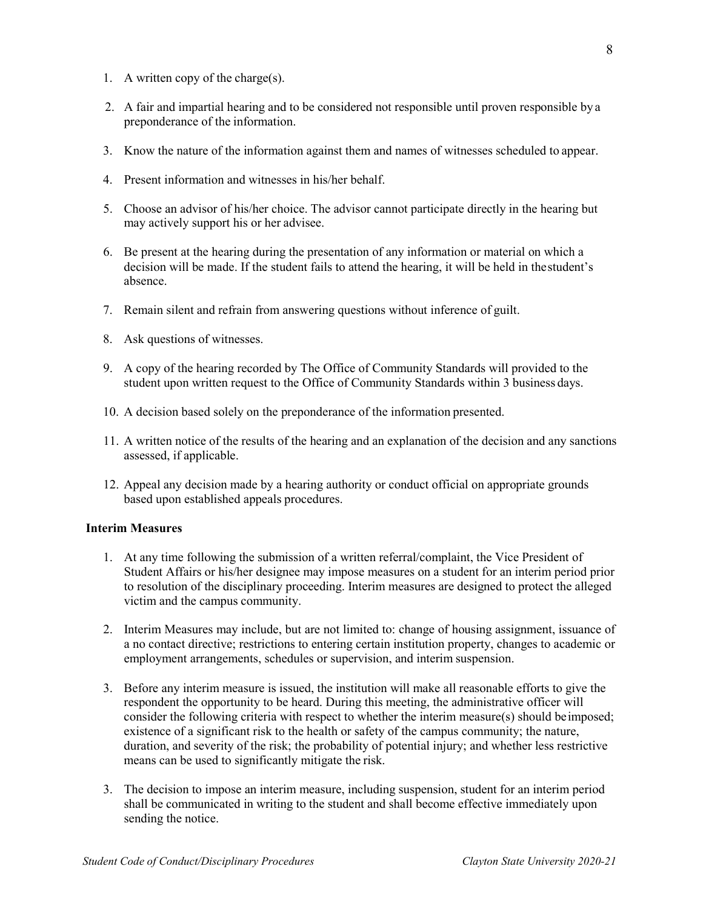1. A written copy of the charge(s).

2. A fair and impartial hearing and to be considered not responsible until proven responsible by a preponderance of the information.

3. Know the nature of the information against them and names of witnesses scheduled to appear.

4. Present information and witnesses in his/her behalf.

5. Choose an advisor of his/her choice. The advisor cannot participate directly in the hearing but may actively support his or her advisee.

6. Be present at the hearing during the presentation of any information or material on which a decision will be made. If the student fails to attend the hearing, it will be held in the student's absence.

7. Remain silent and refrain from answering questions without inference of guilt.

8. Ask questions of witnesses.

9. A copy of the hearing recorded by The Office of Community Standards will provided to the student upon written request to the Office of Community Standards within 3 business days.

10. A decision based solely on the preponderance of the information presented.

11. A written notice of the results of the hearing and an explanation of the decision and any sanctions assessed, if applicable.

12. Appeal any decision made by a hearing authority or conduct official on appropriate grounds based upon established appeals procedures.

**Interim Measures**

1. At any time following the submission of a written referral/complaint, the Vice President of Student Affairs or his/her designee may impose measures on a student for an interim period prior to resolution of the disciplinary proceeding. Interim measures are designed to protect the alleged victim and the campus community.

2. Interim Measures may include, but are not limited to: change of housing assignment, issuance of a no contact directive; restrictions to entering certain institution property, changes to academic or employment arrangements, schedules or supervision, and interim suspension.

3. Before any interim measure is issued, the institution will make all reasonable efforts to give the respondent the opportunity to be heard. During this meeting, the administrative officer will consider the following criteria with respect to whether the interim measure(s) should be imposed; existence of a significant risk to the health or safety of the campus community; the nature, duration, and severity of the risk; the probability of potential injury; and whether less restrictive means can be used to significantly mitigate the risk.

3. The decision to impose an interim measure, including suspension, student for an interim period shall be communicated in writing to the student and shall become effective immediately upon sending the notice.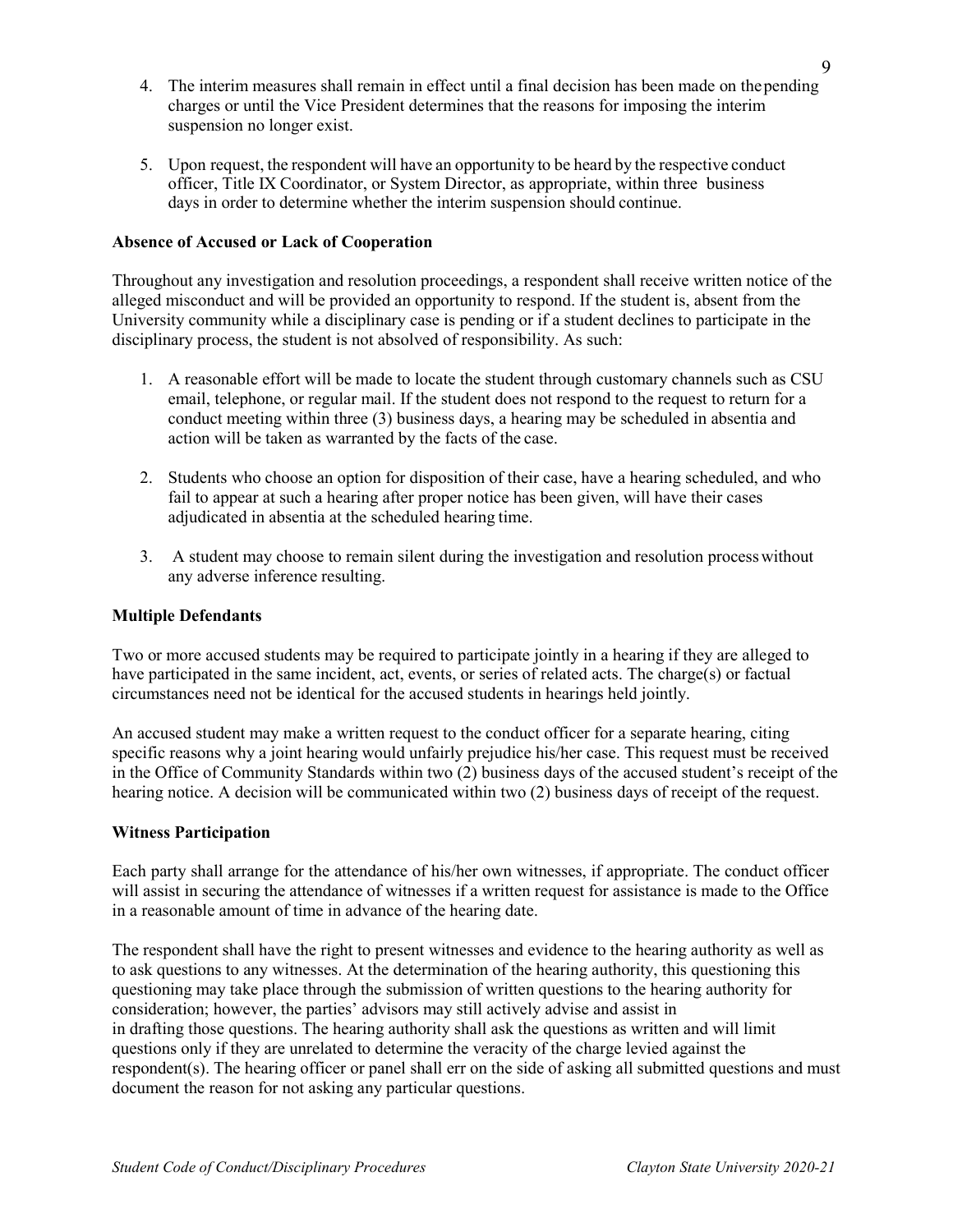4. The interim measures shall remain in effect until a final decision has been made on the pending charges or until the Vice President determines that the reasons for imposing the interim suspension no longer exist.

5. Upon request, the respondent will have an opportunity to be heard by the respective conduct officer, Title IX Coordinator, or System Director, as appropriate, within three business days in order to determine whether the interim suspension should continue.

**Absence of Accused or Lack of Cooperation**

Throughout any investigation and resolution proceedings, a respondent shall receive written notice of the alleged misconduct and will be provided an opportunity to respond. If the student is, absent from the University community while a disciplinary case is pending or if a student declines to participate in the disciplinary process, the student is not absolved of responsibility. As such:

1. A reasonable effort will be made to locate the student through customary channels such as CSU email, telephone, or regular mail. If the student does not respond to the request to return for a conduct meeting within three (3) business days, a hearing may be scheduled in absentia and action will be taken as warranted by the facts of the case.

2. Students who choose an option for disposition of their case, have a hearing scheduled, and who fail to appear at such a hearing after proper notice has been given, will have their cases adjudicated in absentia at the scheduled hearing time.

3. A student may choose to remain silent during the investigation and resolution process without any adverse inference resulting.

**Multiple Defendants**

Two or more accused students may be required to participate jointly in a hearing if they are alleged to have participated in the same incident, act, events, or series of related acts. The charge(s) or factual circumstances need not be identical for the accused students in hearings held jointly.

An accused student may make a written request to the conduct officer for a separate hearing, citing specific reasons why a joint hearing would unfairly prejudice his/her case. This request must be received in the Office of Community Standards within two (2) business days of the accused student's receipt of the hearing notice. A decision will be communicated within two (2) business days of receipt of the request.

**Witness Participation**

Each party shall arrange for the attendance of his/her own witnesses, if appropriate. The conduct officer will assist in securing the attendance of witnesses if a written request for assistance is made to the Office in a reasonable amount of time in advance of the hearing date.

The respondent shall have the right to present witnesses and evidence to the hearing authority as well as to ask questions to any witnesses. At the determination of the hearing authority, this questioning this questioning may take place through the submission of written questions to the hearing authority for consideration; however, the parties' advisors may still actively advise and assist in in drafting those questions. The hearing authority shall ask the questions as written and will limit questions only if they are unrelated to determine the veracity of the charge levied against the respondent(s). The hearing officer or panel shall err on the side of asking all submitted questions and must document the reason for not asking any particular questions.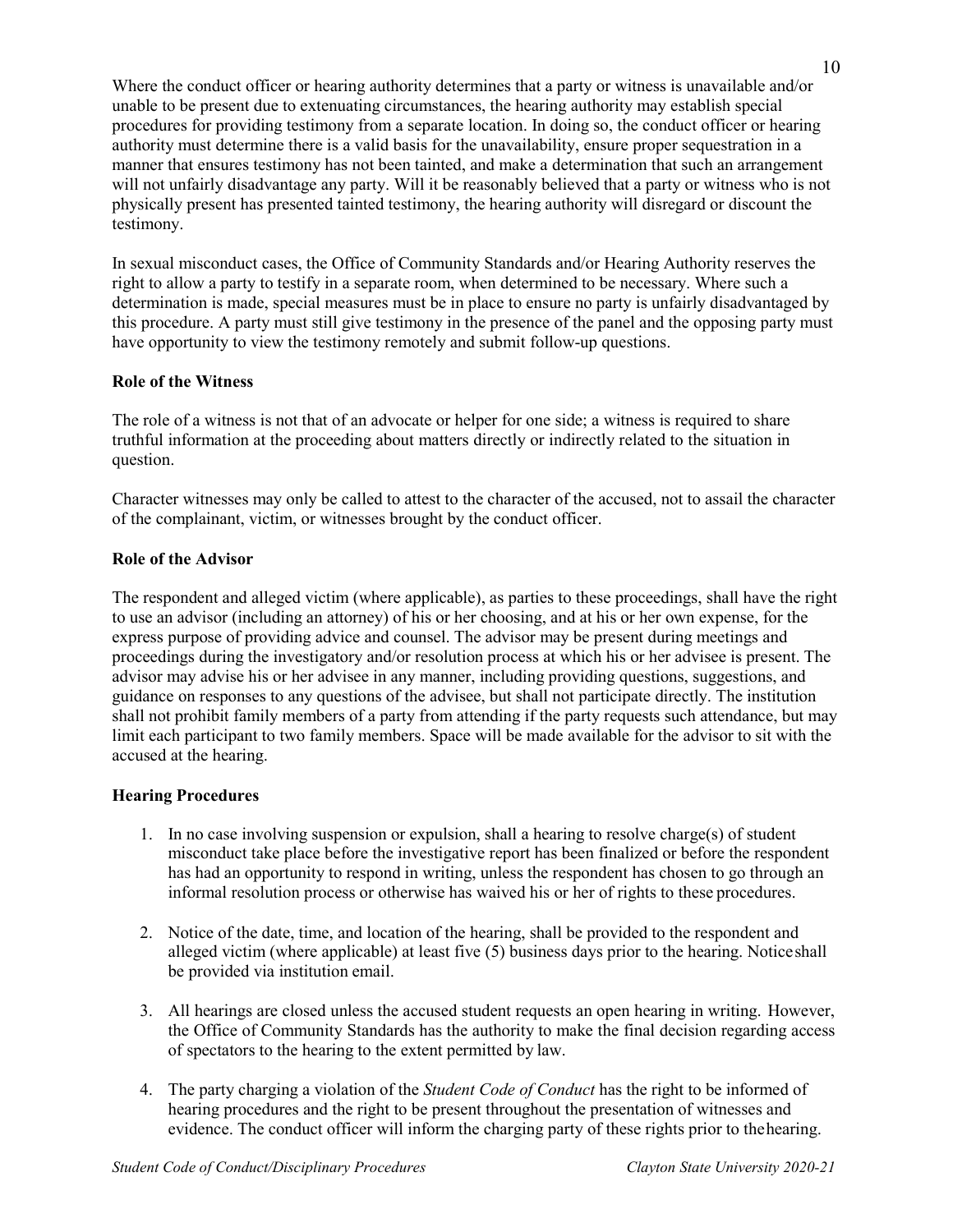Where the conduct officer or hearing authority determines that a party or witness is unavailable and/or unable to be present due to extenuating circumstances, the hearing authority may establish special procedures for providing testimony from a separate location. In doing so, the conduct officer or hearing authority must determine there is a valid basis for the unavailability, ensure proper sequestration in a manner that ensures testimony has not been tainted, and make a determination that such an arrangement will not unfairly disadvantage any party. Will it be reasonably believed that a party or witness who is not physically present has presented tainted testimony, the hearing authority will disregard or discount the testimony.

In sexual misconduct cases, the Office of Community Standards and/or Hearing Authority reserves the right to allow a party to testify in a separate room, when determined to be necessary. Where such a determination is made, special measures must be in place to ensure no party is unfairly disadvantaged by this procedure. A party must still give testimony in the presence of the panel and the opposing party must have opportunity to view the testimony remotely and submit follow-up questions.

**Role of the Witness**

The role of a witness is not that of an advocate or helper for one side; a witness is required to share truthful information at the proceeding about matters directly or indirectly related to the situation in question.

Character witnesses may only be called to attest to the character of the accused, not to assail the character of the complainant, victim, or witnesses brought by the conduct officer.

**Role of the Advisor**

The respondent and alleged victim (where applicable), as parties to these proceedings, shall have the right to use an advisor (including an attorney) of his or her choosing, and at his or her own expense, for the express purpose of providing advice and counsel. The advisor may be present during meetings and proceedings during the investigatory and/or resolution process at which his or her advisee is present. The advisor may advise his or her advisee in any manner, including providing questions, suggestions, and guidance on responses to any questions of the advisee, but shall not participate directly. The institution shall not prohibit family members of a party from attending if the party requests such attendance, but may limit each participant to two family members. Space will be made available for the advisor to sit with the accused at the hearing.

**Hearing Procedures**

1. In no case involving suspension or expulsion, shall a hearing to resolve charge(s) of student misconduct take place before the investigative report has been finalized or before the respondent has had an opportunity to respond in writing, unless the respondent has chosen to go through an informal resolution process or otherwise has waived his or her of rights to these procedures.

2. Notice of the date, time, and location of the hearing, shall be provided to the respondent and alleged victim (where applicable) at least five (5) business days prior to the hearing. Notice shall be provided via institution email.

3. All hearings are closed unless the accused student requests an open hearing in writing. However, the Office of Community Standards has the authority to make the final decision regarding access of spectators to the hearing to the extent permitted by law.

4. The party charging a violation of the *Student Code of Conduct* has the right to be informed of hearing procedures and the right to be present throughout the presentation of witnesses and evidence. The conduct officer will inform the charging party of these rights prior to the hearing.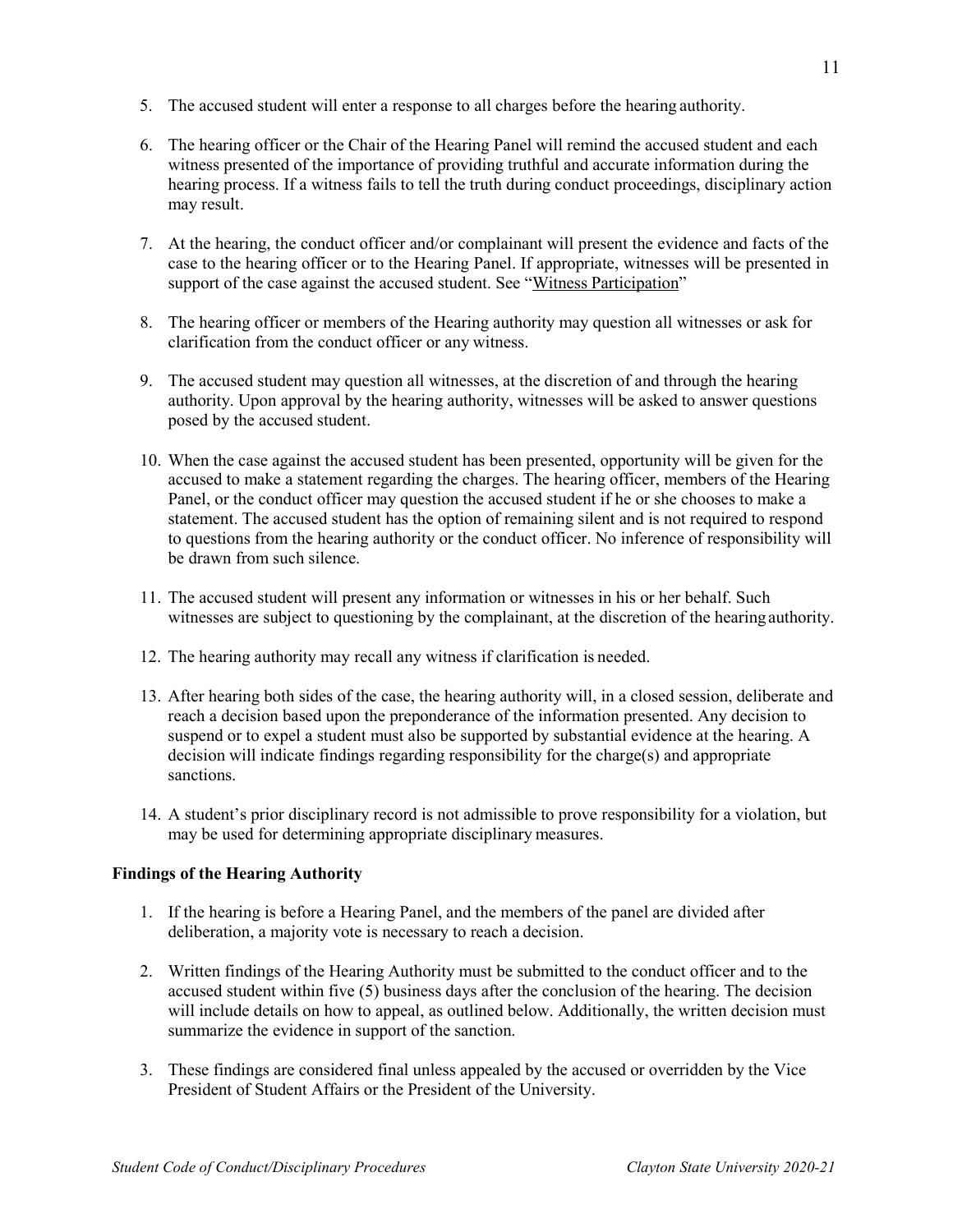5. The accused student will enter a response to all charges before the hearing authority.

6. The hearing officer or the Chair of the Hearing Panel will remind the accused student and each witness presented of the importance of providing truthful and accurate information during the hearing process. If a witness fails to tell the truth during conduct proceedings, disciplinary action may result.

7. At the hearing, the conduct officer and/or complainant will present the evidence and facts of the case to the hearing officer or to the Hearing Panel. If appropriate, witnesses will be presented in support of the case against the accused student. See "Witness Participation"

8. The hearing officer or members of the Hearing authority may question all witnesses or ask for clarification from the conduct officer or any witness.

9. The accused student may question all witnesses, at the discretion of and through the hearing authority. Upon approval by the hearing authority, witnesses will be asked to answer questions posed by the accused student.

10. When the case against the accused student has been presented, opportunity will be given for the accused to make a statement regarding the charges. The hearing officer, members of the Hearing Panel, or the conduct officer may question the accused student if he or she chooses to make a statement. The accused student has the option of remaining silent and is not required to respond to questions from the hearing authority or the conduct officer. No inference of responsibility will be drawn from such silence.

11. The accused student will present any information or witnesses in his or her behalf. Such witnesses are subject to questioning by the complainant, at the discretion of the hearing authority.

12. The hearing authority may recall any witness if clarification is needed.

13. After hearing both sides of the case, the hearing authority will, in a closed session, deliberate and reach a decision based upon the preponderance of the information presented. Any decision to suspend or to expel a student must also be supported by substantial evidence at the hearing. A decision will indicate findings regarding responsibility for the charge(s) and appropriate sanctions.

14. A student's prior disciplinary record is not admissible to prove responsibility for a violation, but may be used for determining appropriate disciplinary measures.

**Findings of the Hearing Authority**

1. If the hearing is before a Hearing Panel, and the members of the panel are divided after deliberation, a majority vote is necessary to reach a decision.

2. Written findings of the Hearing Authority must be submitted to the conduct officer and to the accused student within five (5) business days after the conclusion of the hearing. The decision will include details on how to appeal, as outlined below. Additionally, the written decision must summarize the evidence in support of the sanction.

3. These findings are considered final unless appealed by the accused or overridden by the Vice President of Student Affairs or the President of the University.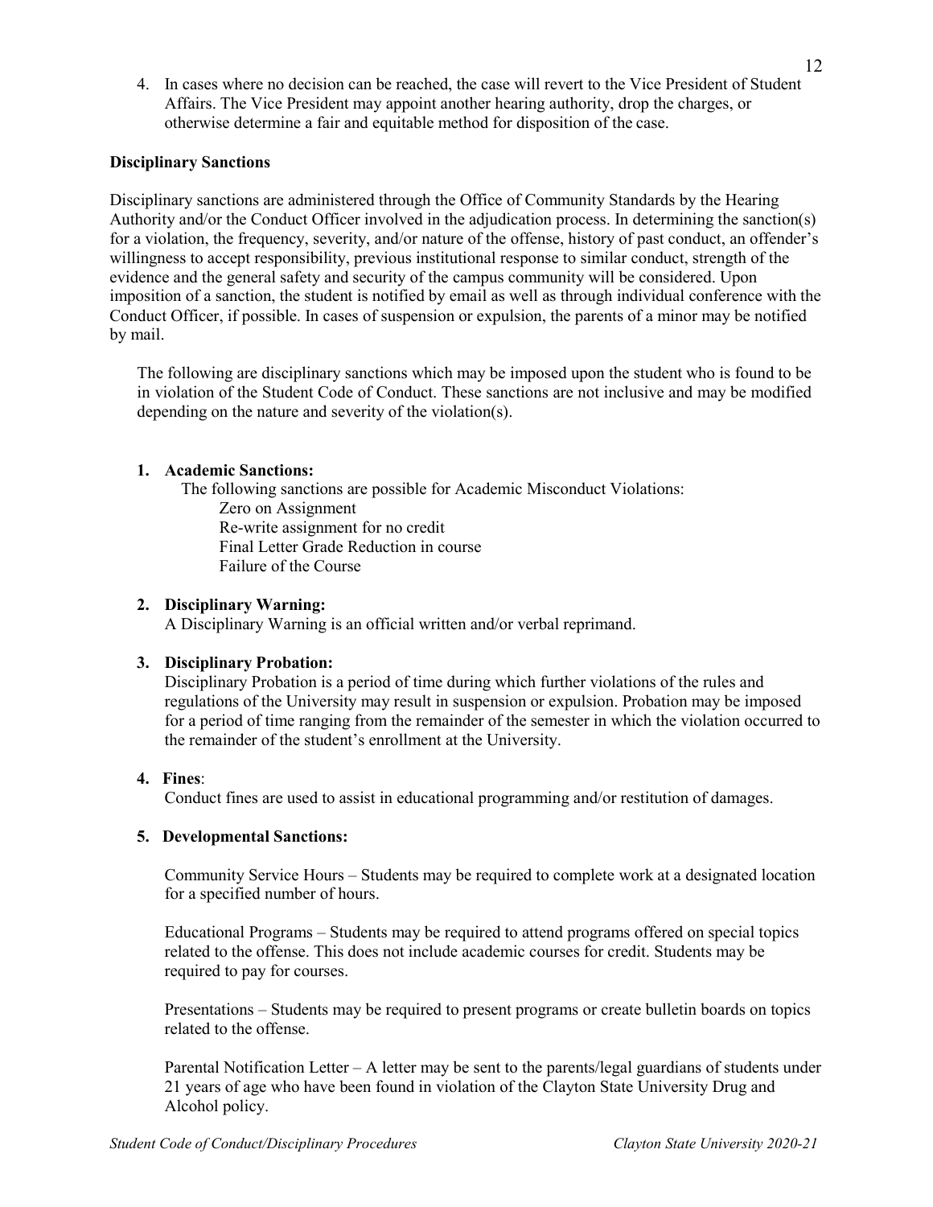4. In cases where no decision can be reached, the case will revert to the Vice President of Student Affairs. The Vice President may appoint another hearing authority, drop the charges, or otherwise determine a fair and equitable method for disposition of the case.

**Disciplinary Sanctions**

Disciplinary sanctions are administered through the Office of Community Standards by the Hearing Authority and/or the Conduct Officer involved in the adjudication process. In determining the sanction(s) for a violation, the frequency, severity, and/or nature of the offense, history of past conduct, an offender's willingness to accept responsibility, previous institutional response to similar conduct, strength of the evidence and the general safety and security of the campus community will be considered. Upon imposition of a sanction, the student is notified by email as well as through individual conference with the Conduct Officer, if possible. In cases of suspension or expulsion, the parents of a minor may be notified by mail.

The following are disciplinary sanctions which may be imposed upon the student who is found to be in violation of the Student Code of Conduct. These sanctions are not inclusive and may be modified depending on the nature and severity of the violation(s).

1. **Academic Sanctions:**
   The following sanctions are possible for Academic Misconduct Violations:
   - Zero on Assignment
   - Re-write assignment for no credit
   - Final Letter Grade Reduction in course
   - Failure of the Course

2. **Disciplinary Warning:**
   A Disciplinary Warning is an official written and/or verbal reprimand.

3. **Disciplinary Probation:**
   Disciplinary Probation is a period of time during which further violations of the rules and regulations of the University may result in suspension or expulsion. Probation may be imposed for a period of time ranging from the remainder of the semester in which the violation occurred to the remainder of the student's enrollment at the University.

4. **Fines**:
   Conduct fines are used to assist in educational programming and/or restitution of damages.

5. **Developmental Sanctions:**

   Community Service Hours – Students may be required to complete work at a designated location for a specified number of hours.

   Educational Programs – Students may be required to attend programs offered on special topics related to the offense. This does not include academic courses for credit. Students may be required to pay for courses.

   Presentations – Students may be required to present programs or create bulletin boards on topics related to the offense.

   Parental Notification Letter – A letter may be sent to the parents/legal guardians of students under 21 years of age who have been found in violation of the Clayton State University Drug and Alcohol policy.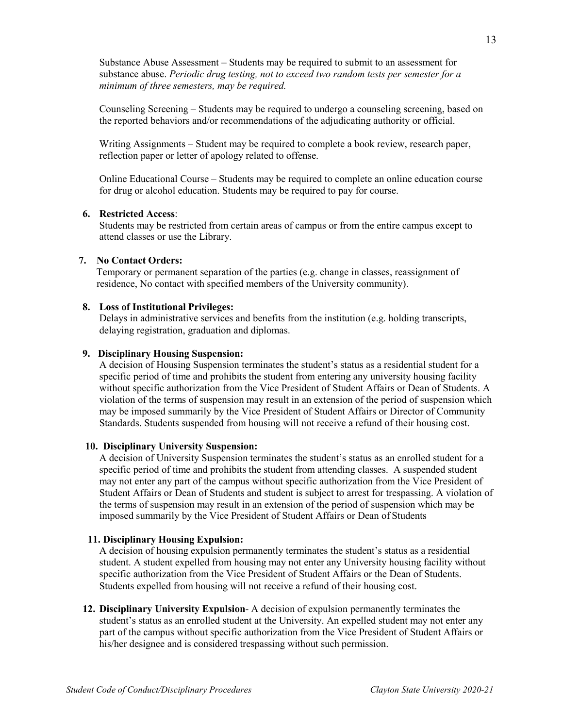Substance Abuse Assessment – Students may be required to submit to an assessment for substance abuse. *Periodic drug testing, not to exceed two random tests per semester for a minimum of three semesters, may be required.*

Counseling Screening – Students may be required to undergo a counseling screening, based on the reported behaviors and/or recommendations of the adjudicating authority or official.

Writing Assignments – Student may be required to complete a book review, research paper, reflection paper or letter of apology related to offense.

Online Educational Course – Students may be required to complete an online education course for drug or alcohol education. Students may be required to pay for course.

6. **Restricted Access**:
   Students may be restricted from certain areas of campus or from the entire campus except to attend classes or use the Library.

7. **No Contact Orders:**
   Temporary or permanent separation of the parties (e.g. change in classes, reassignment of residence, No contact with specified members of the University community).

8. **Loss of Institutional Privileges:**
   Delays in administrative services and benefits from the institution (e.g. holding transcripts, delaying registration, graduation and diplomas.

9. **Disciplinary Housing Suspension:**
   A decision of Housing Suspension terminates the student's status as a residential student for a specific period of time and prohibits the student from entering any university housing facility without specific authorization from the Vice President of Student Affairs or Dean of Students. A violation of the terms of suspension may result in an extension of the period of suspension which may be imposed summarily by the Vice President of Student Affairs or Director of Community Standards. Students suspended from housing will not receive a refund of their housing cost.

10. **Disciplinary University Suspension:**
    A decision of University Suspension terminates the student's status as an enrolled student for a specific period of time and prohibits the student from attending classes. A suspended student may not enter any part of the campus without specific authorization from the Vice President of Student Affairs or Dean of Students and student is subject to arrest for trespassing. A violation of the terms of suspension may result in an extension of the period of suspension which may be imposed summarily by the Vice President of Student Affairs or Dean of Students

11. **Disciplinary Housing Expulsion:**
    A decision of housing expulsion permanently terminates the student's status as a residential student. A student expelled from housing may not enter any University housing facility without specific authorization from the Vice President of Student Affairs or the Dean of Students. Students expelled from housing will not receive a refund of their housing cost.

12. **Disciplinary University Expulsion**- A decision of expulsion permanently terminates the student's status as an enrolled student at the University. An expelled student may not enter any part of the campus without specific authorization from the Vice President of Student Affairs or his/her designee and is considered trespassing without such permission.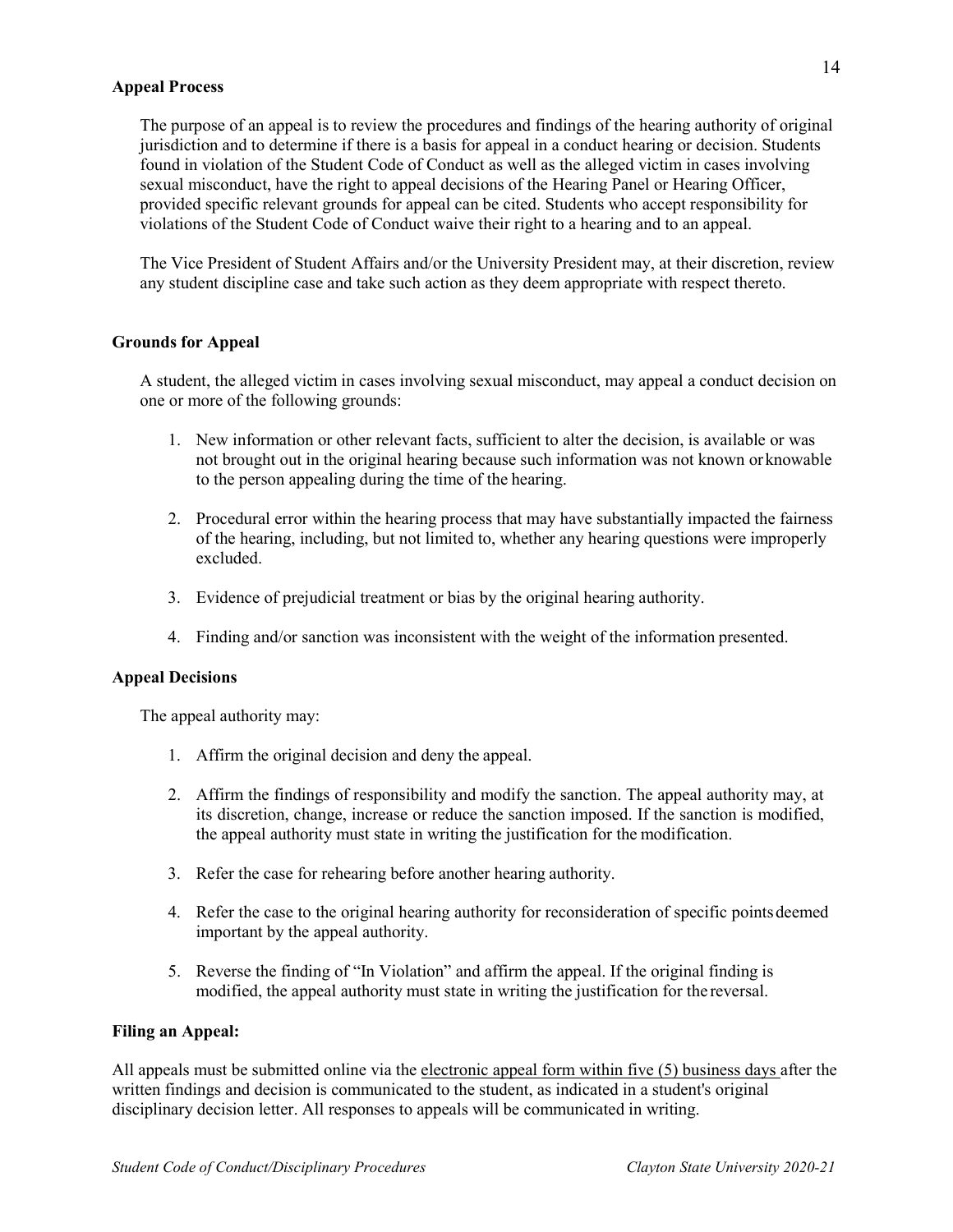## Appeal Process

The purpose of an appeal is to review the procedures and findings of the hearing authority of original jurisdiction and to determine if there is a basis for appeal in a conduct hearing or decision. Students found in violation of the Student Code of Conduct as well as the alleged victim in cases involving sexual misconduct, have the right to appeal decisions of the Hearing Panel or Hearing Officer, provided specific relevant grounds for appeal can be cited. Students who accept responsibility for violations of the Student Code of Conduct waive their right to a hearing and to an appeal.

The Vice President of Student Affairs and/or the University President may, at their discretion, review any student discipline case and take such action as they deem appropriate with respect thereto.

## Grounds for Appeal

A student, the alleged victim in cases involving sexual misconduct, may appeal a conduct decision on one or more of the following grounds:

1. New information or other relevant facts, sufficient to alter the decision, is available or was not brought out in the original hearing because such information was not known or knowable to the person appealing during the time of the hearing.

2. Procedural error within the hearing process that may have substantially impacted the fairness of the hearing, including, but not limited to, whether any hearing questions were improperly excluded.

3. Evidence of prejudicial treatment or bias by the original hearing authority.

4. Finding and/or sanction was inconsistent with the weight of the information presented.

## Appeal Decisions

The appeal authority may:

1. Affirm the original decision and deny the appeal.

2. Affirm the findings of responsibility and modify the sanction. The appeal authority may, at its discretion, change, increase or reduce the sanction imposed. If the sanction is modified, the appeal authority must state in writing the justification for the modification.

3. Refer the case for rehearing before another hearing authority.

4. Refer the case to the original hearing authority for reconsideration of specific points deemed important by the appeal authority.

5. Reverse the finding of "In Violation" and affirm the appeal. If the original finding is modified, the appeal authority must state in writing the justification for the reversal.

## Filing an Appeal:

All appeals must be submitted online via the electronic appeal form within five (5) business days after the written findings and decision is communicated to the student, as indicated in a student's original disciplinary decision letter. All responses to appeals will be communicated in writing.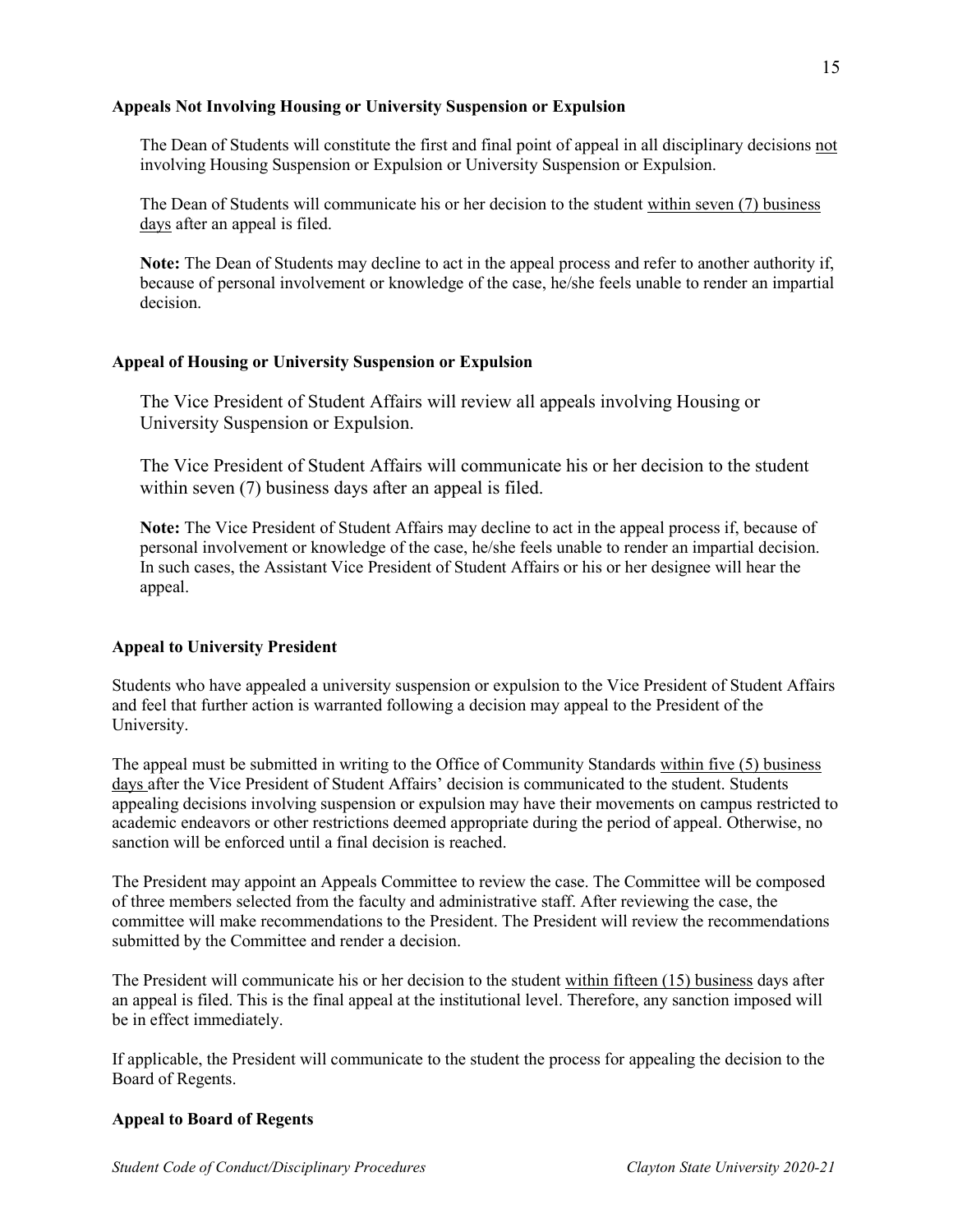### Appeals Not Involving Housing or University Suspension or Expulsion

The Dean of Students will constitute the first and final point of appeal in all disciplinary decisions not involving Housing Suspension or Expulsion or University Suspension or Expulsion.

The Dean of Students will communicate his or her decision to the student within seven (7) business days after an appeal is filed.

**Note:** The Dean of Students may decline to act in the appeal process and refer to another authority if, because of personal involvement or knowledge of the case, he/she feels unable to render an impartial decision.

### Appeal of Housing or University Suspension or Expulsion

The Vice President of Student Affairs will review all appeals involving Housing or University Suspension or Expulsion.

The Vice President of Student Affairs will communicate his or her decision to the student within seven (7) business days after an appeal is filed.

**Note:** The Vice President of Student Affairs may decline to act in the appeal process if, because of personal involvement or knowledge of the case, he/she feels unable to render an impartial decision. In such cases, the Assistant Vice President of Student Affairs or his or her designee will hear the appeal.

### Appeal to University President

Students who have appealed a university suspension or expulsion to the Vice President of Student Affairs and feel that further action is warranted following a decision may appeal to the President of the University.

The appeal must be submitted in writing to the Office of Community Standards within five (5) business days after the Vice President of Student Affairs' decision is communicated to the student. Students appealing decisions involving suspension or expulsion may have their movements on campus restricted to academic endeavors or other restrictions deemed appropriate during the period of appeal. Otherwise, no sanction will be enforced until a final decision is reached.

The President may appoint an Appeals Committee to review the case. The Committee will be composed of three members selected from the faculty and administrative staff. After reviewing the case, the committee will make recommendations to the President. The President will review the recommendations submitted by the Committee and render a decision.

The President will communicate his or her decision to the student within fifteen (15) business days after an appeal is filed. This is the final appeal at the institutional level. Therefore, any sanction imposed will be in effect immediately.

If applicable, the President will communicate to the student the process for appealing the decision to the Board of Regents.

### Appeal to Board of Regents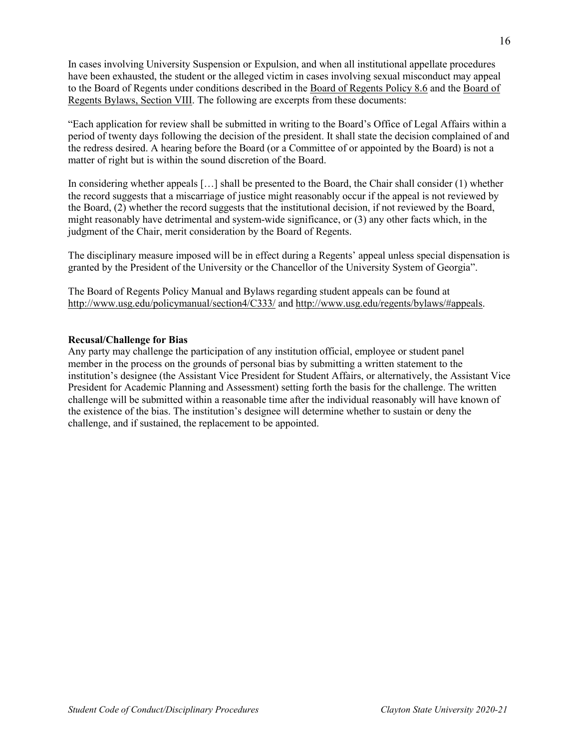In cases involving University Suspension or Expulsion, and when all institutional appellate procedures have been exhausted, the student or the alleged victim in cases involving sexual misconduct may appeal to the Board of Regents under conditions described in the Board of Regents Policy 8.6 and the Board of Regents Bylaws, Section VIII. The following are excerpts from these documents:

"Each application for review shall be submitted in writing to the Board's Office of Legal Affairs within a period of twenty days following the decision of the president. It shall state the decision complained of and the redress desired. A hearing before the Board (or a Committee of or appointed by the Board) is not a matter of right but is within the sound discretion of the Board.

In considering whether appeals […] shall be presented to the Board, the Chair shall consider (1) whether the record suggests that a miscarriage of justice might reasonably occur if the appeal is not reviewed by the Board, (2) whether the record suggests that the institutional decision, if not reviewed by the Board, might reasonably have detrimental and system-wide significance, or (3) any other facts which, in the judgment of the Chair, merit consideration by the Board of Regents.

The disciplinary measure imposed will be in effect during a Regents' appeal unless special dispensation is granted by the President of the University or the Chancellor of the University System of Georgia".

The Board of Regents Policy Manual and Bylaws regarding student appeals can be found at http://www.usg.edu/policymanual/section4/C333/ and http://www.usg.edu/regents/bylaws/#appeals.

**Recusal/Challenge for Bias**

Any party may challenge the participation of any institution official, employee or student panel member in the process on the grounds of personal bias by submitting a written statement to the institution's designee (the Assistant Vice President for Student Affairs, or alternatively, the Assistant Vice President for Academic Planning and Assessment) setting forth the basis for the challenge. The written challenge will be submitted within a reasonable time after the individual reasonably will have known of the existence of the bias. The institution's designee will determine whether to sustain or deny the challenge, and if sustained, the replacement to be appointed.